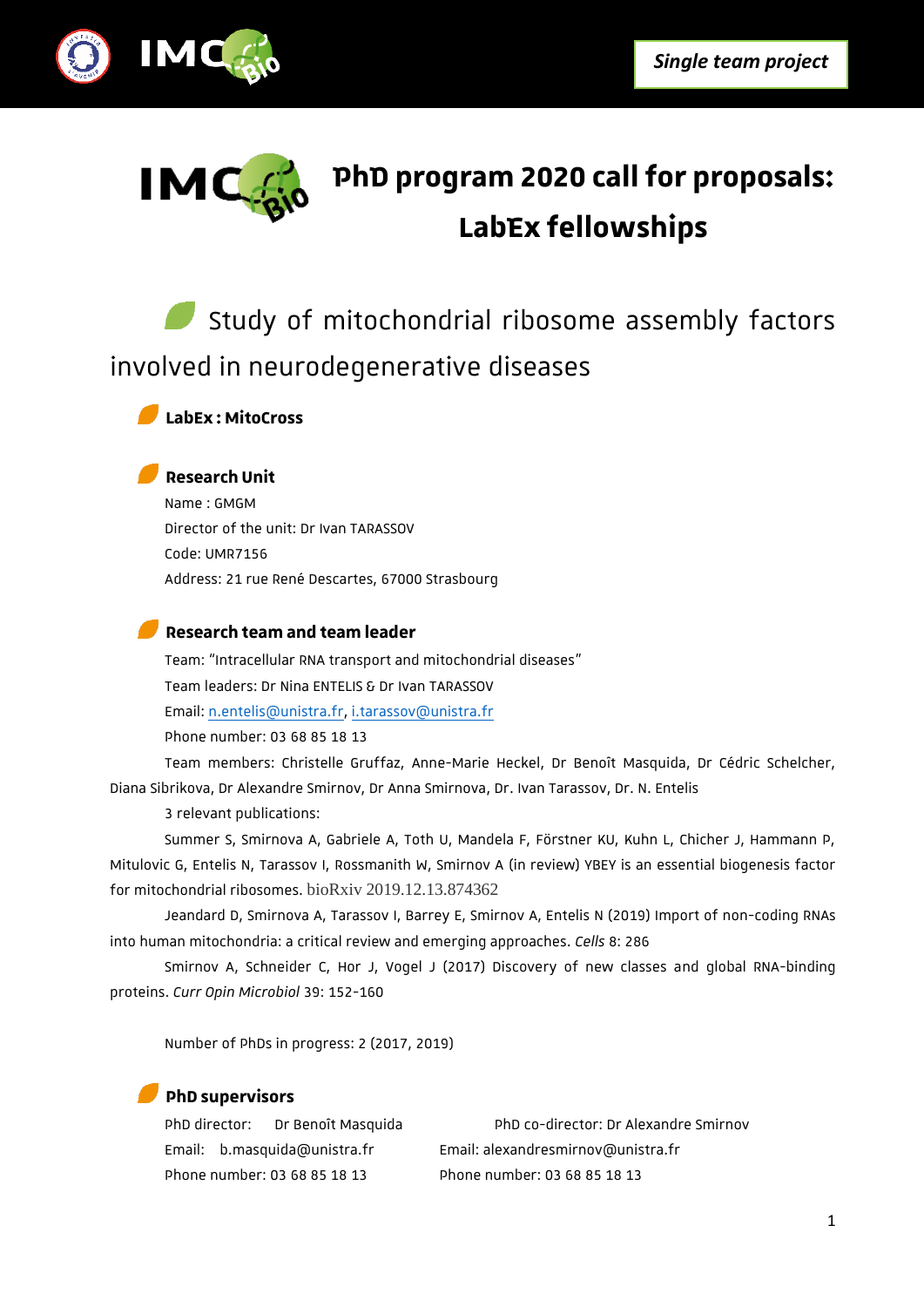**Single team project**

# PhD program 2020 call for proposals: LabEx fellowships

## Study of mitochondrial ribosome assembly factors involved in neurodegenerative diseases

### LabEx : MitoCross

### Research Unit

Name : GMGM

Director of the unit: Dr Ivan TARASSOV

Code: UMR7156

Address: 21 rue René Descartes, 67000 Strasbourg

### Research team and team leader

Team: "Intracellular RNA transport and mitochondrial diseases"

Team leaders: Dr Nina ENTELIS & Dr Ivan TARASSOV

Email: n.entelis@unistra.fr, i.tarassov@unistra.fr

Phone number: 03 68 85 18 13

Team members: Christelle Gruffaz, Anne-Marie Heckel, Dr Benoît Masquida, Dr Cédric Schelcher, Diana Sibrikova, Dr Alexandre Smirnov, Dr Anna Smirnova, Dr. Ivan Tarassov, Dr. N. Entelis

3 relevant publications:

Summer S, Smirnova A, Gabriele A, Toth U, Mandela F, Förstner KU, Kuhn L, Chicher J, Hammann P, Mitulovic G, Entelis N, Tarassov I, Rossmanith W, Smirnov A (in review) YBEY is an essential biogenesis factor for mitochondrial ribosomes. bioRxiv 2019.12.13.874362

Jeandard D, Smirnova A, Tarassov I, Barrey E, Smirnov A, Entelis N (2019) Import of non-coding RNAs into human mitochondria: a critical review and emerging approaches. *Cells* 8: 286

Smirnov A, Schneider C, Hor J, Vogel J (2017) Discovery of new classes and global RNA-binding proteins. *Curr Opin Microbiol* 39: 152-160

Number of PhDs in progress: 2 (2017, 2019)

### PhD supervisors

PhD director: Dr Benoît Masquida
Email: b.masquida@unistra.fr
Phone number: 03 68 85 18 13

PhD co-director: Dr Alexandre Smirnov
Email: alexandresmirnov@unistra.fr
Phone number: 03 68 85 18 13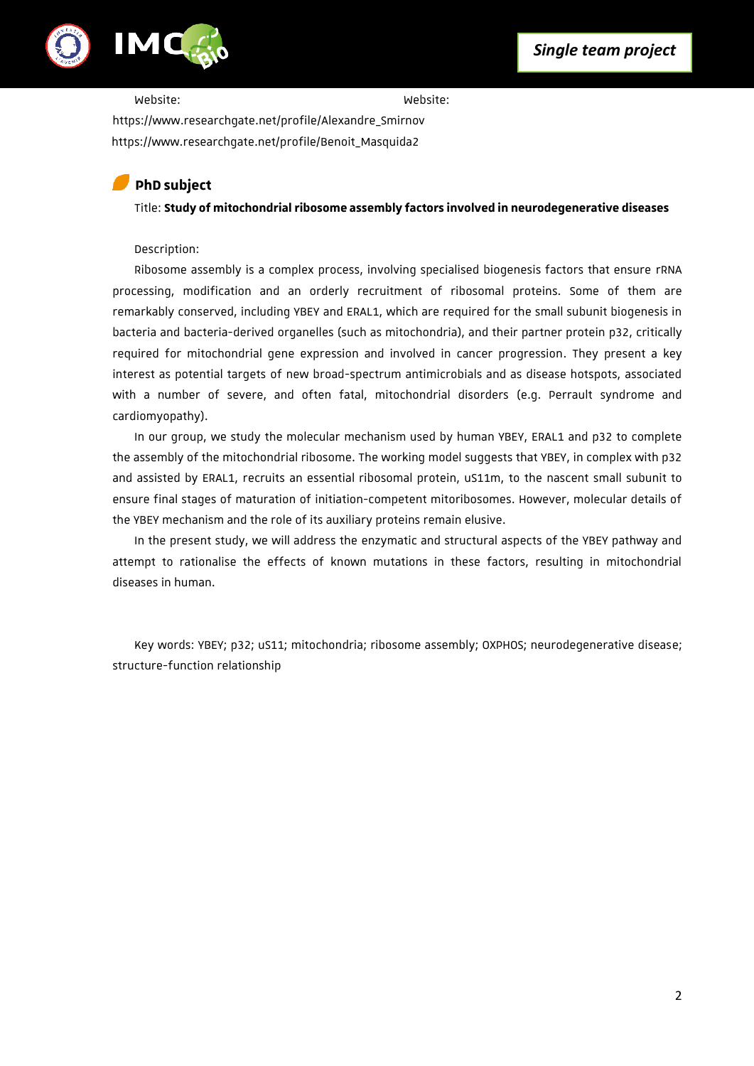Website: Website:

https://www.researchgate.net/profile/Alexandre_Smirnov

https://www.researchgate.net/profile/Benoit_Masquida2

## PhD subject

Title: **Study of mitochondrial ribosome assembly factors involved in neurodegenerative diseases**

Description:

Ribosome assembly is a complex process, involving specialised biogenesis factors that ensure rRNA processing, modification and an orderly recruitment of ribosomal proteins. Some of them are remarkably conserved, including YBEY and ERAL1, which are required for the small subunit biogenesis in bacteria and bacteria-derived organelles (such as mitochondria), and their partner protein p32, critically required for mitochondrial gene expression and involved in cancer progression. They present a key interest as potential targets of new broad-spectrum antimicrobials and as disease hotspots, associated with a number of severe, and often fatal, mitochondrial disorders (e.g. Perrault syndrome and cardiomyopathy).

In our group, we study the molecular mechanism used by human YBEY, ERAL1 and p32 to complete the assembly of the mitochondrial ribosome. The working model suggests that YBEY, in complex with p32 and assisted by ERAL1, recruits an essential ribosomal protein, uS11m, to the nascent small subunit to ensure final stages of maturation of initiation-competent mitoribosomes. However, molecular details of the YBEY mechanism and the role of its auxiliary proteins remain elusive.

In the present study, we will address the enzymatic and structural aspects of the YBEY pathway and attempt to rationalise the effects of known mutations in these factors, resulting in mitochondrial diseases in human.

Key words: YBEY; p32; uS11; mitochondria; ribosome assembly; OXPHOS; neurodegenerative disease; structure-function relationship